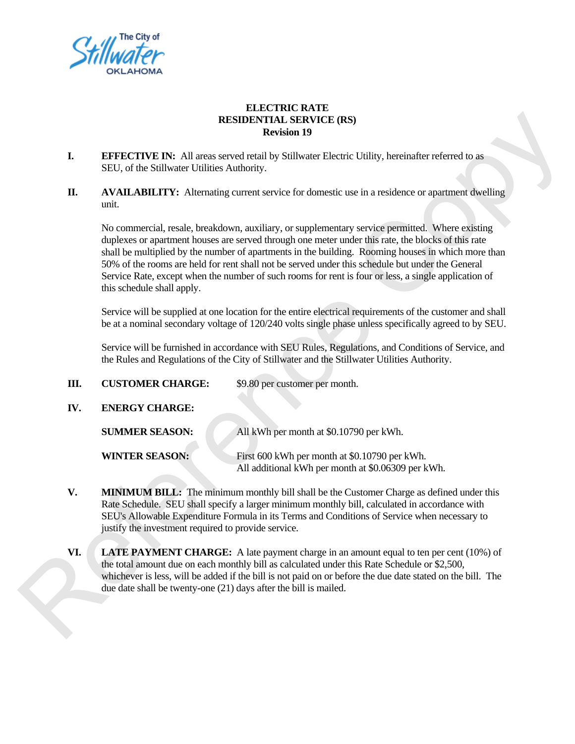The City of Stillwater OKLAHOMA

# ELECTRIC RATE
# RESIDENTIAL SERVICE (RS)
## Revision 19

**I. EFFECTIVE IN:** All areas served retail by Stillwater Electric Utility, hereinafter referred to as SEU, of the Stillwater Utilities Authority.

**II. AVAILABILITY:** Alternating current service for domestic use in a residence or apartment dwelling unit.

No commercial, resale, breakdown, auxiliary, or supplementary service permitted. Where existing duplexes or apartment houses are served through one meter under this rate, the blocks of this rate shall be multiplied by the number of apartments in the building. Rooming houses in which more than 50% of the rooms are held for rent shall not be served under this schedule but under the General Service Rate, except when the number of such rooms for rent is four or less, a single application of this schedule shall apply.

Service will be supplied at one location for the entire electrical requirements of the customer and shall be at a nominal secondary voltage of 120/240 volts single phase unless specifically agreed to by SEU.

Service will be furnished in accordance with SEU Rules, Regulations, and Conditions of Service, and the Rules and Regulations of the City of Stillwater and the Stillwater Utilities Authority.

**III. CUSTOMER CHARGE:** $9.80 per customer per month.

**IV. ENERGY CHARGE:**

**SUMMER SEASON:** All kWh per month at $0.10790 per kWh.

**WINTER SEASON:** First 600 kWh per month at $0.10790 per kWh.
All additional kWh per month at $0.06309 per kWh.

**V. MINIMUM BILL:** The minimum monthly bill shall be the Customer Charge as defined under this Rate Schedule. SEU shall specify a larger minimum monthly bill, calculated in accordance with SEU's Allowable Expenditure Formula in its Terms and Conditions of Service when necessary to justify the investment required to provide service.

**VI. LATE PAYMENT CHARGE:** A late payment charge in an amount equal to ten per cent (10%) of the total amount due on each monthly bill as calculated under this Rate Schedule or $2,500, whichever is less, will be added if the bill is not paid on or before the due date stated on the bill. The due date shall be twenty-one (21) days after the bill is mailed.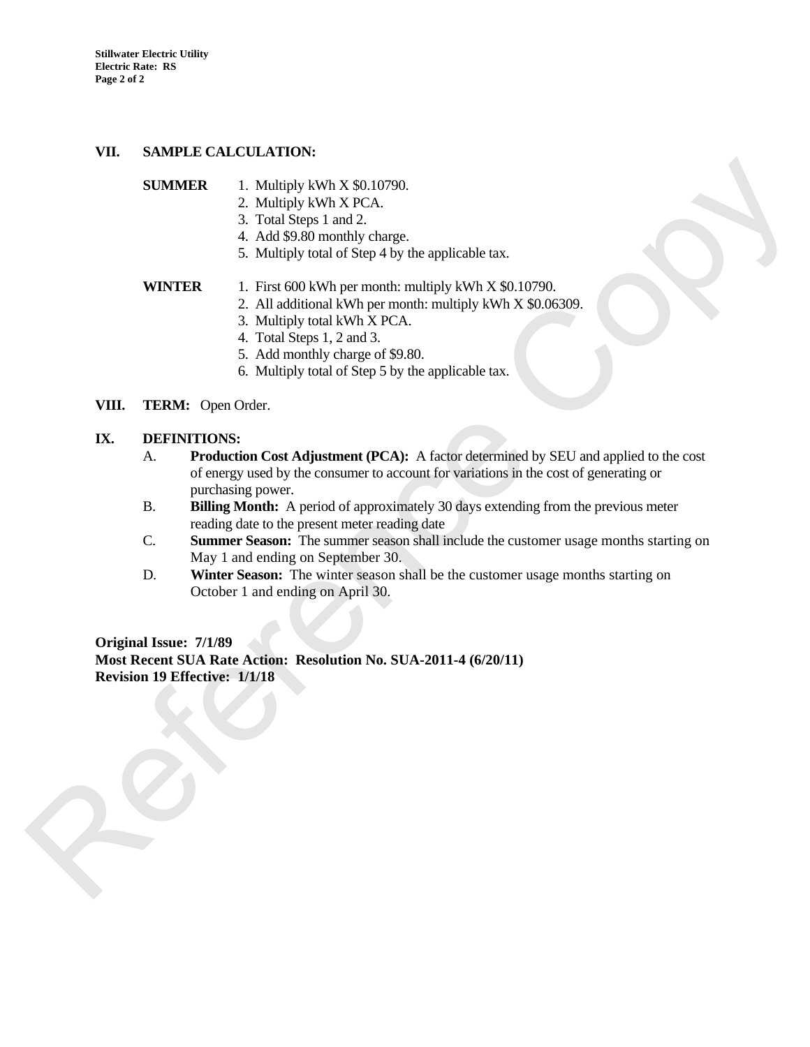## VII. SAMPLE CALCULATION:

**SUMMER**

1. Multiply kWh X $0.10790.
2. Multiply kWh X PCA.
3. Total Steps 1 and 2.
4. Add $9.80 monthly charge.
5. Multiply total of Step 4 by the applicable tax.

**WINTER**

1. First 600 kWh per month: multiply kWh X $0.10790.
2. All additional kWh per month: multiply kWh X $0.06309.
3. Multiply total kWh X PCA.
4. Total Steps 1, 2 and 3.
5. Add monthly charge of $9.80.
6. Multiply total of Step 5 by the applicable tax.

## VIII. TERM: Open Order.

## IX. DEFINITIONS:

A. **Production Cost Adjustment (PCA):** A factor determined by SEU and applied to the cost of energy used by the consumer to account for variations in the cost of generating or purchasing power.

B. **Billing Month:** A period of approximately 30 days extending from the previous meter reading date to the present meter reading date

C. **Summer Season:** The summer season shall include the customer usage months starting on May 1 and ending on September 30.

D. **Winter Season:** The winter season shall be the customer usage months starting on October 1 and ending on April 30.

**Original Issue: 7/1/89**
**Most Recent SUA Rate Action: Resolution No. SUA-2011-4 (6/20/11)**
**Revision 19 Effective: 1/1/18**